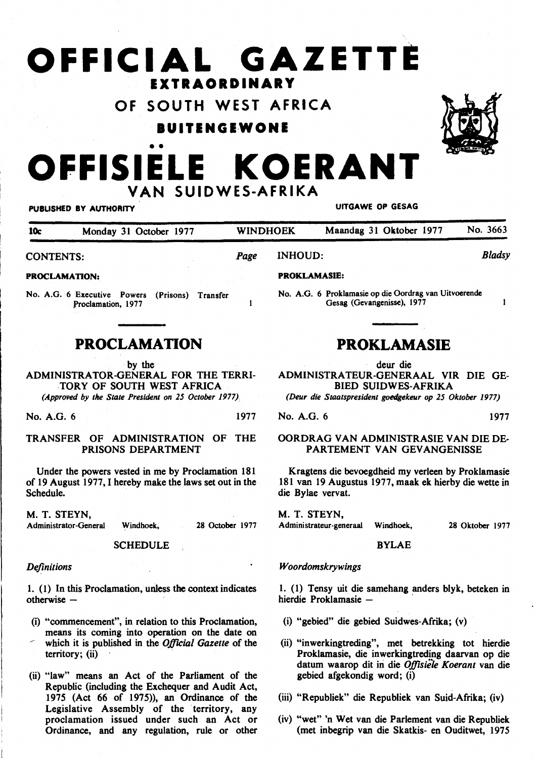# OFFICIAL GAZETTE

## EXTRAORDINARY

## OF SOUTH WEST AFRICA

## BUITENGEWONE

# OFFISIËLE KOERANT

## VAN SUIDWES-AFRIKA

PUBLISHED BY AUTHORITY — UITGAWE OP GESAG

| 10c | Monday 31 October 1977 | WINDHOEK | Maandag 31 Oktober 1977 | No. 3663 |
|---|---|---|---|---|

CONTENTS: *Page*

**PROCLAMATION:**

No. A.G. 6 Executive Powers (Prisons) Transfer Proclamation, 1977 ... 1

## PROCLAMATION

by the

ADMINISTRATOR-GENERAL FOR THE TERRITORY OF SOUTH WEST AFRICA

*(Approved by the State President on 25 October 1977).*

No. A.G. 6 — 1977

### TRANSFER OF ADMINISTRATION OF THE PRISONS DEPARTMENT

Under the powers vested in me by Proclamation 181 of 19 August 1977, I hereby make the laws set out in the Schedule.

M. T. STEYN,
Administrator-General — Windhoek, — 28 October 1977

SCHEDULE

*Definitions*

1. (1) In this Proclamation, unless the context indicates otherwise —

(i) "commencement", in relation to this Proclamation, means its coming into operation on the date on which it is published in the *Official Gazette* of the territory; (ii)

(ii) "law" means an Act of the Parliament of the Republic (including the Exchequer and Audit Act, 1975 (Act 66 of 1975)), an Ordinance of the Legislative Assembly of the territory, any proclamation issued under such an Act or Ordinance, and any regulation, rule or other

INHOUD: *Bladsy*

**PROKLAMASIE:**

No. A.G. 6 Proklamasie op die Oordrag van Uitvoerende Gesag (Gevangenisse), 1977 ... 1

## PROKLAMASIE

deur die

ADMINISTRATEUR-GENERAAL VIR DIE GEBIED SUIDWES-AFRIKA

*(Deur die Staatspresident goedgekeur op 25 Oktober 1977)*

No. A.G. 6 — 1977

### OORDRAG VAN ADMINISTRASIE VAN DIE DEPARTEMENT VAN GEVANGENISSE

Kragtens die bevoegdheid my verleen by Proklamasie 181 van 19 Augustus 1977, maak ek hierby die wette in die Bylae vervat.

M. T. STEYN,
Administrateur-generaal — Windhoek, — 28 Oktober 1977

BYLAE

*Woordomskrywings*

1. (1) Tensy uit die samehang anders blyk, beteken in hierdie Proklamasie —

(i) "gebied" die gebied Suidwes-Afrika; (v)

(ii) "inwerkingtreding", met betrekking tot hierdie Proklamasie, die inwerkingtreding daarvan op die datum waarop dit in die *Offisiële Koerant* van die gebied afgekondig word; (i)

(iii) "Republiek" die Republiek van Suid-Afrika; (iv)

(iv) "wet" 'n Wet van die Parlement van die Republiek (met inbegrip van die Skatkis- en Ouditwet, 1975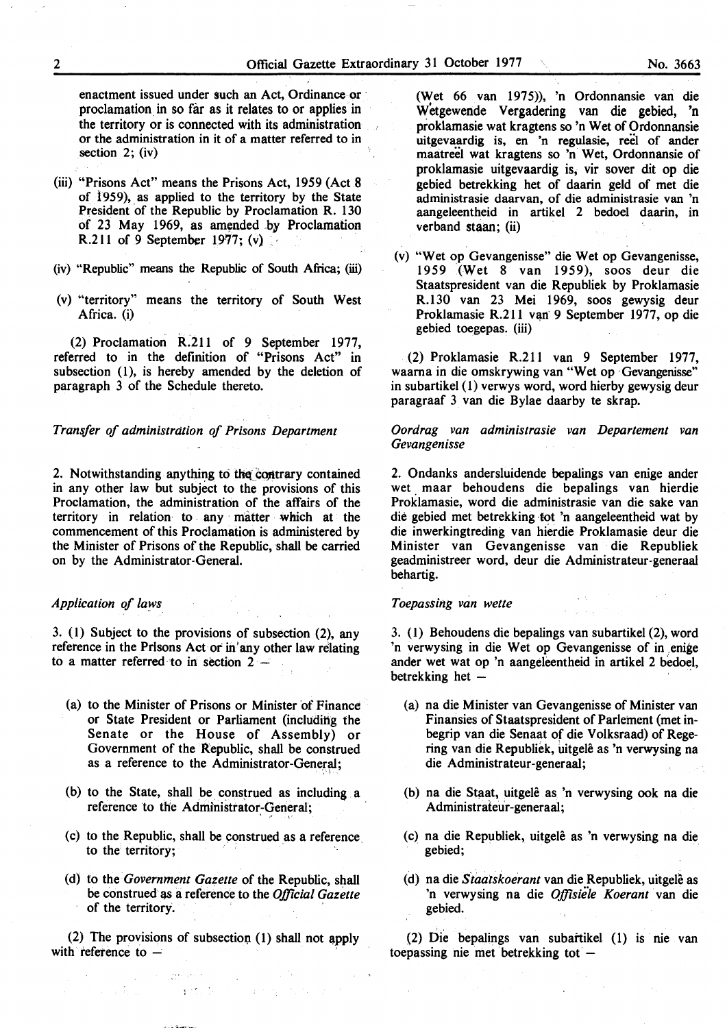enactment issued under such an Act, Ordinance or proclamation in so far as it relates to or applies in the territory or is connected with its administration or the administration in it of a matter referred to in section 2; (iv)

(iii) "Prisons Act" means the Prisons Act, 1959 (Act 8 of 1959), as applied to the territory by the State President of the Republic by Proclamation R. 130 of 23 May 1969, as amended by Proclamation R.211 of 9 September 1977; (v)

(iv) "Republic" means the Republic of South Africa; (iii)

(v) "territory" means the territory of South West Africa. (i)

(2) Proclamation R.211 of 9 September 1977, referred to in the definition of "Prisons Act" in subsection (1), is hereby amended by the deletion of paragraph 3 of the Schedule thereto.

*Transfer of administration of Prisons Department*

2. Notwithstanding anything to the contrary contained in any other law but subject to the provisions of this Proclamation, the administration of the affairs of the territory in relation to any matter which at the commencement of this Proclamation is administered by the Minister of Prisons of the Republic, shall be carried on by the Administrator-General.

*Application of laws*

3. (1) Subject to the provisions of subsection (2), any reference in the Prisons Act or in any other law relating to a matter referred to in section 2 —

(a) to the Minister of Prisons or Minister of Finance or State President or Parliament (including the Senate or the House of Assembly) or Government of the Republic, shall be construed as a reference to the Administrator-General;

(b) to the State, shall be construed as including a reference to the Administrator-General;

(c) to the Republic, shall be construed as a reference to the territory;

(d) to the *Government Gazette* of the Republic, shall be construed as a reference to the *Official Gazette* of the territory.

(2) The provisions of subsection (1) shall not apply with reference to —

(Wet 66 van 1975)), 'n Ordonnansie van die Wetgewende Vergadering van die gebied, 'n proklamasie wat kragtens so 'n Wet of Ordonnansie uitgevaardig is, en 'n regulasie, reël of ander maatreël wat kragtens so 'n Wet, Ordonnansie of proklamasie uitgevaardig is, vir sover dit op die gebied betrekking het of daarin geld of met die administrasie daarvan, of die administrasie van 'n aangeleentheid in artikel 2 bedoel daarin, in verband staan; (ii)

(v) "Wet op Gevangenisse" die Wet op Gevangenisse, 1959 (Wet 8 van 1959), soos deur die Staatspresident van die Republiek by Proklamasie R.130 van 23 Mei 1969, soos gewysig deur Proklamasie R.211 van 9 September 1977, op die gebied toegepas. (iii)

(2) Proklamasie R.211 van 9 September 1977, waarna in die omskrywing van "Wet op Gevangenisse" in subartikel (1) verwys word, word hierby gewysig deur paragraaf 3 van die Bylae daarby te skrap.

*Oordrag van administrasie van Departement van Gevangenisse*

2. Ondanks andersluidende bepalings van enige ander wet maar behoudens die bepalings van hierdie Proklamasie, word die administrasie van die sake van die gebied met betrekking tot 'n aangeleentheid wat by die inwerkingtreding van hierdie Proklamasie deur die Minister van Gevangenisse van die Republiek geadministreer word, deur die Administrateur-generaal behartig.

*Toepassing van wette*

3. (1) Behoudens die bepalings van subartikel (2), word 'n verwysing in die Wet op Gevangenisse of in enige ander wet wat op 'n aangeleentheid in artikel 2 bedoel, betrekking het —

(a) na die Minister van Gevangenisse of Minister van Finansies of Staatspresident of Parlement (met inbegrip van die Senaat of die Volksraad) of Regering van die Republiek, uitgelê as 'n verwysing na die Administrateur-generaal;

(b) na die Staat, uitgelê as 'n verwysing ook na die Administrateur-generaal;

(c) na die Republiek, uitgelê as 'n verwysing na die gebied;

(d) na die *Staatskoerant* van die Republiek, uitgelê as 'n verwysing na die *Offisiële Koerant* van die gebied.

(2) Die bepalings van subartikel (1) is nie van toepassing nie met betrekking tot —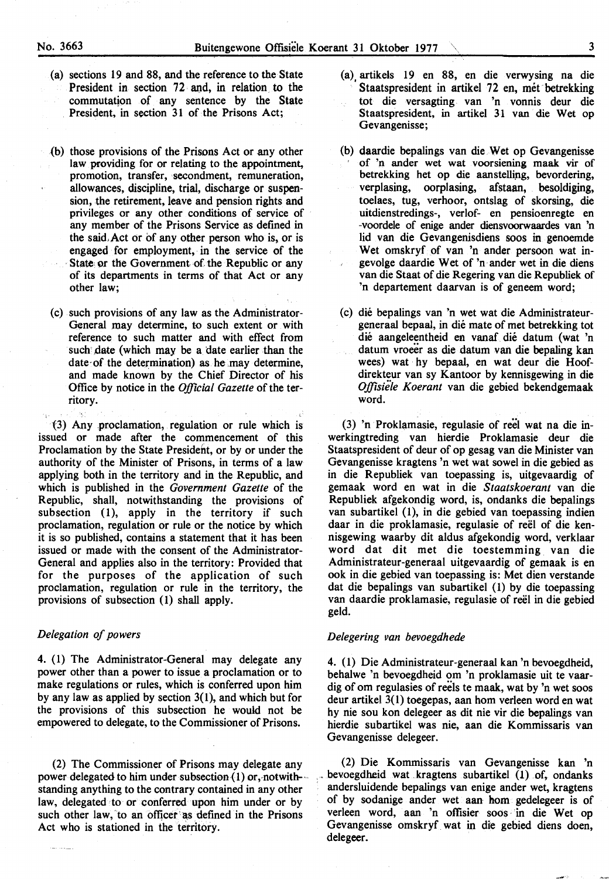(a) sections 19 and 88, and the reference to the State President in section 72 and, in relation to the commutation of any sentence by the State President, in section 31 of the Prisons Act;

(b) those provisions of the Prisons Act or any other law providing for or relating to the appointment, promotion, transfer, secondment, remuneration, allowances, discipline, trial, discharge or suspension, the retirement, leave and pension rights and privileges or any other conditions of service of any member of the Prisons Service as defined in the said Act or of any other person who is, or is engaged for employment, in the service of the State or the Government of the Republic or any of its departments in terms of that Act or any other law;

(c) such provisions of any law as the Administrator-General may determine, to such extent or with reference to such matter and with effect from such date (which may be a date earlier than the date of the determination) as he may determine, and made known by the Chief Director of his Office by notice in the *Official Gazette* of the territory.

(3) Any proclamation, regulation or rule which is issued or made after the commencement of this Proclamation by the State President, or by or under the authority of the Minister of Prisons, in terms of a law applying both in the territory and in the Republic, and which is published in the *Government Gazette* of the Republic, shall, notwithstanding the provisions of subsection (1), apply in the territory if such proclamation, regulation or rule or the notice by which it is so published, contains a statement that it has been issued or made with the consent of the Administrator-General and applies also in the territory: Provided that for the purposes of the application of such proclamation, regulation or rule in the territory, the provisions of subsection (1) shall apply.

*Delegation of powers*

4. (1) The Administrator-General may delegate any power other than a power to issue a proclamation or to make regulations or rules, which is conferred upon him by any law as applied by section 3(1), and which but for the provisions of this subsection he would not be empowered to delegate, to the Commissioner of Prisons.

(2) The Commissioner of Prisons may delegate any power delegated to him under subsection (1) or, notwithstanding anything to the contrary contained in any other law, delegated to or conferred upon him under or by such other law, to an officer as defined in the Prisons Act who is stationed in the territory.

(a) artikels 19 en 88, en die verwysing na die Staatspresident in artikel 72 en, mét betrekking tot die versagting van 'n vonnis deur die Staatspresident, in artikel 31 van die Wet op Gevangenisse;

(b) daardie bepalings van die Wet op Gevangenisse of 'n ander wet wat voorsiening maak vir of betrekking het op die aanstelling, bevordering, verplasing, oorplasing, afstaan, besoldiging, toelaes, tug, verhoor, ontslag of skorsing, die uitdienstredings-, verlof- en pensioenregte en -voordele of enige ander diensvoorwaardes van 'n lid van die Gevangenisdiens soos in genoemde Wet omskryf of van 'n ander persoon wat ingevolge daardie Wet of 'n ander wet in die diens van die Staat of die Regering van die Republiek of 'n departement daarvan is of geneem word;

(c) dié bepalings van 'n wet wat die Administrateur-generaal bepaal, in dié mate of met betrekking tot dié aangeleentheid en vanaf dié datum (wat 'n datum vroeër as die datum van die bepaling kan wees) wat hy bepaal, en wat deur die Hoofdirekteur van sy Kantoor by kennisgewing in die *Offisiële Koerant* van die gebied bekendgemaak word.

(3) 'n Proklamasie, regulasie of reël wat na die inwerkingtreding van hierdie Proklamasie deur die Staatspresident of deur of op gesag van die Minister van Gevangenisse kragtens 'n wet wat sowel in die gebied as in die Republiek van toepassing is, uitgevaardig of gemaak word en wat in die *Staatskoerant* van die Republiek afgekondig word, is, ondanks die bepalings van subartikel (1), in die gebied van toepassing indien daar in die proklamasie, regulasie of reël of die kennisgewing waarby dit aldus afgekondig word, verklaar word dat dit met die toestemming van die Administrateur-generaal uitgevaardig of gemaak is en ook in die gebied van toepassing is: Met dien verstande dat die bepalings van subartikel (1) by die toepassing van daardie proklamasie, regulasie of reël in die gebied geld.

*Delegering van bevoegdhede*

4. (1) Die Administrateur-generaal kan 'n bevoegdheid, behalwe 'n bevoegdheid om 'n proklamasie uit te vaardig of om regulasies of reëls te maak, wat by 'n wet soos deur artikel 3(1) toegepas, aan hom verleen word en wat hy nie sou kon delegeer as dit nie vir die bepalings van hierdie subartikel was nie, aan die Kommissaris van Gevangenisse delegeer.

(2) Die Kommissaris van Gevangenisse kan 'n bevoegdheid wat kragtens subartikel (1) of, ondanks andersluidende bepalings van enige ander wet, kragtens of by sodanige ander wet aan hom gedelegeer is of verleen word, aan 'n offisier soos in die Wet op Gevangenisse omskryf wat in die gebied diens doen, delegeer.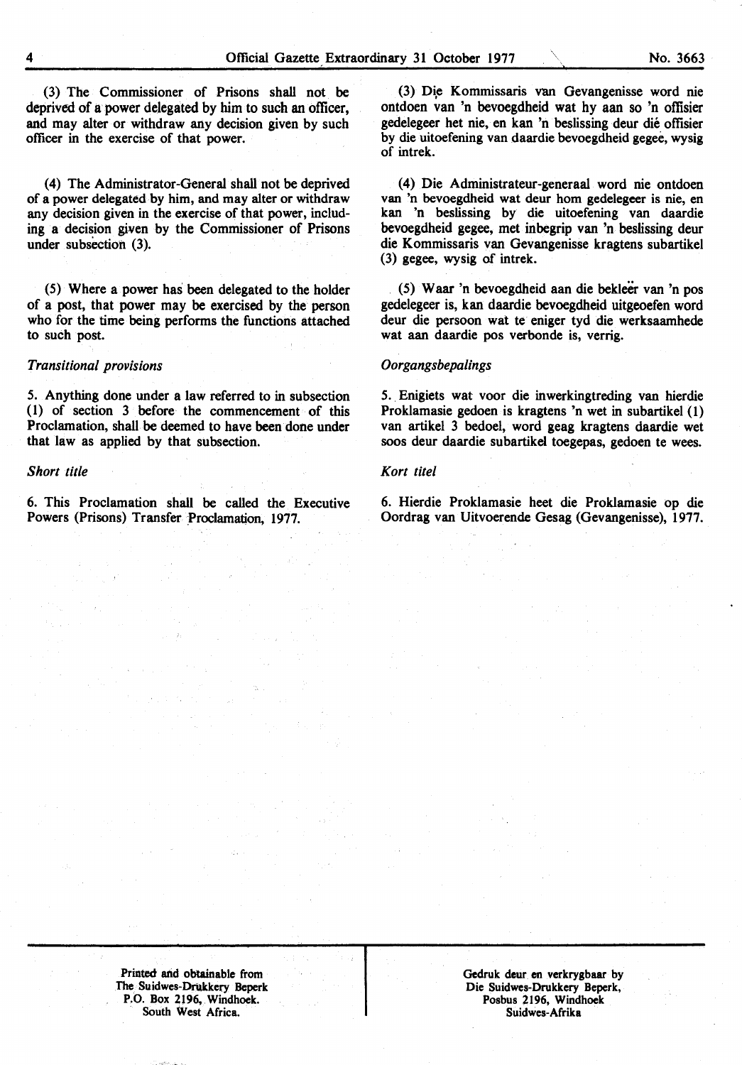(3) The Commissioner of Prisons shall not be deprived of a power delegated by him to such an officer, and may alter or withdraw any decision given by such officer in the exercise of that power.

(4) The Administrator-General shall not be deprived of a power delegated by him, and may alter or withdraw any decision given in the exercise of that power, including a decision given by the Commissioner of Prisons under subsection (3).

(5) Where a power has been delegated to the holder of a post, that power may be exercised by the person who for the time being performs the functions attached to such post.

*Transitional provisions*

5. Anything done under a law referred to in subsection (1) of section 3 before the commencement of this Proclamation, shall be deemed to have been done under that law as applied by that subsection.

*Short title*

6. This Proclamation shall be called the Executive Powers (Prisons) Transfer Proclamation, 1977.

(3) Die Kommissaris van Gevangenisse word nie ontdoen van 'n bevoegdheid wat hy aan so 'n offisier gedelegeer het nie, en kan 'n beslissing deur dié offisier by die uitoefening van daardie bevoegdheid gegee, wysig of intrek.

(4) Die Administrateur-generaal word nie ontdoen van 'n bevoegdheid wat deur hom gedelegeer is nie, en kan 'n beslissing by die uitoefening van daardie bevoegdheid gegee, met inbegrip van 'n beslissing deur die Kommissaris van Gevangenisse kragtens subartikel (3) gegee, wysig of intrek.

(5) Waar 'n bevoegdheid aan die bekleër van 'n pos gedelegeer is, kan daardie bevoegdheid uitgeoefen word deur die persoon wat te eniger tyd die werksaamhede wat aan daardie pos verbonde is, verrig.

*Oorgangsbepalings*

5. Enigiets wat voor die inwerkingtreding van hierdie Proklamasie gedoen is kragtens 'n wet in subartikel (1) van artikel 3 bedoel, word geag kragtens daardie wet soos deur daardie subartikel toegepas, gedoen te wees.

*Kort titel*

6. Hierdie Proklamasie heet die Proklamasie op die Oordrag van Uitvoerende Gesag (Gevangenisse), 1977.

Printed and obtainable from
The Suidwes-Drukkery Beperk
P.O. Box 2196, Windhoek.
South West Africa.

Gedruk deur en verkrygbaar by
Die Suidwes-Drukkery Beperk,
Posbus 2196, Windhoek
Suidwes-Afrika